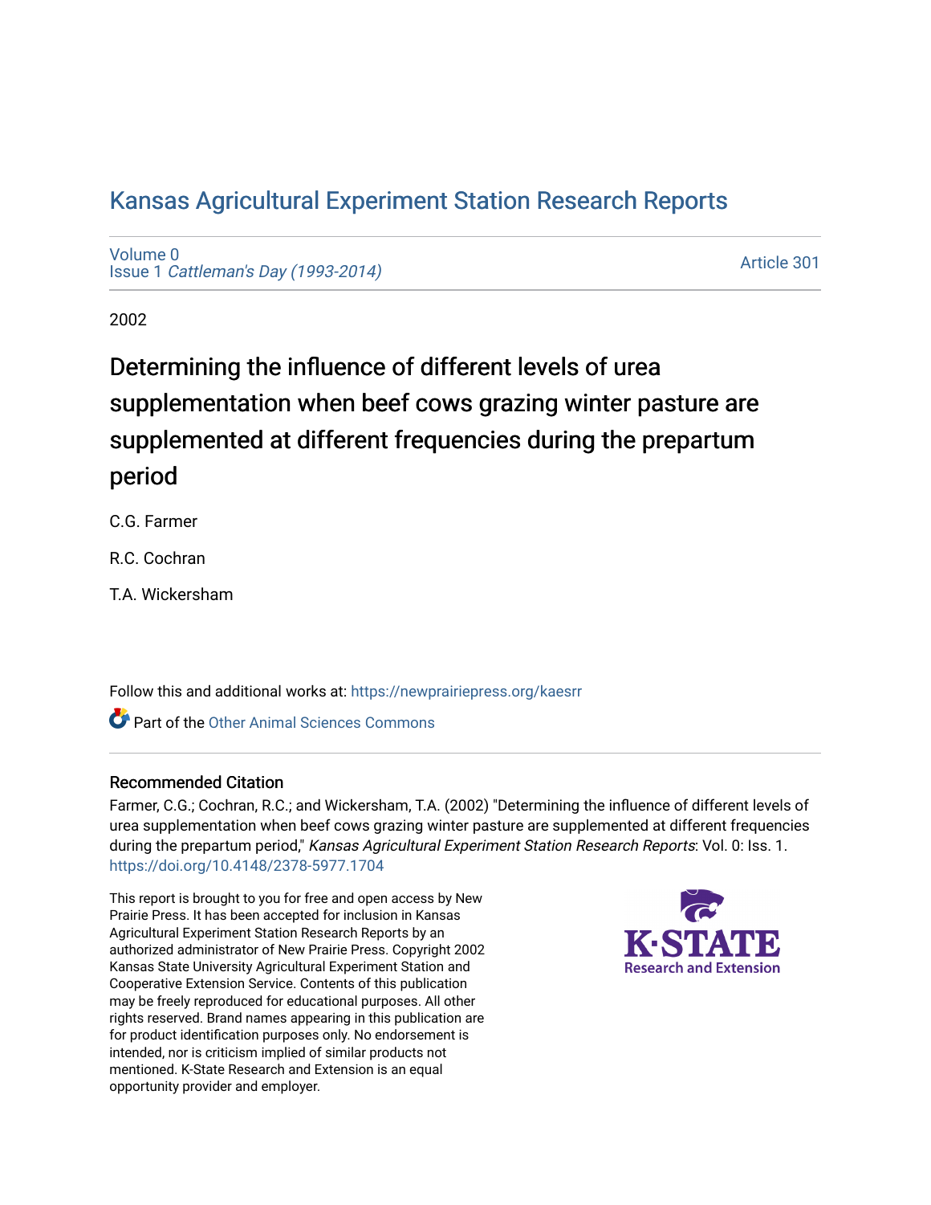# Kansas Agricultural Experiment Station Research Reports

Volume 0
Issue 1 *Cattleman's Day (1993-2014)*

Article 301

2002

## Determining the influence of different levels of urea supplementation when beef cows grazing winter pasture are supplemented at different frequencies during the prepartum period

C.G. Farmer

R.C. Cochran

T.A. Wickersham

Follow this and additional works at: https://newprairiepress.org/kaesrr

Part of the Other Animal Sciences Commons

### Recommended Citation

Farmer, C.G.; Cochran, R.C.; and Wickersham, T.A. (2002) "Determining the influence of different levels of urea supplementation when beef cows grazing winter pasture are supplemented at different frequencies during the prepartum period," *Kansas Agricultural Experiment Station Research Reports*: Vol. 0: Iss. 1. https://doi.org/10.4148/2378-5977.1704

This report is brought to you for free and open access by New Prairie Press. It has been accepted for inclusion in Kansas Agricultural Experiment Station Research Reports by an authorized administrator of New Prairie Press. Copyright 2002 Kansas State University Agricultural Experiment Station and Cooperative Extension Service. Contents of this publication may be freely reproduced for educational purposes. All other rights reserved. Brand names appearing in this publication are for product identification purposes only. No endorsement is intended, nor is criticism implied of similar products not mentioned. K-State Research and Extension is an equal opportunity provider and employer.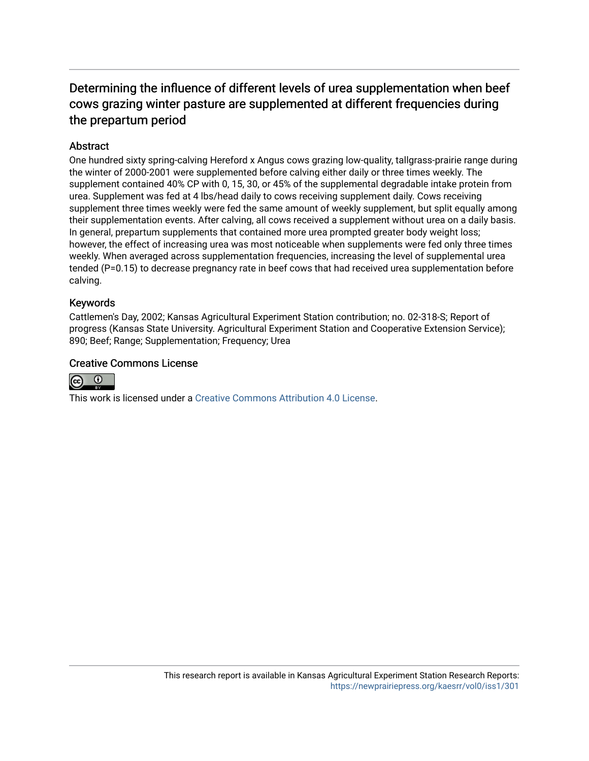# Determining the influence of different levels of urea supplementation when beef cows grazing winter pasture are supplemented at different frequencies during the prepartum period

## Abstract

One hundred sixty spring-calving Hereford x Angus cows grazing low-quality, tallgrass-prairie range during the winter of 2000-2001 were supplemented before calving either daily or three times weekly. The supplement contained 40% CP with 0, 15, 30, or 45% of the supplemental degradable intake protein from urea. Supplement was fed at 4 lbs/head daily to cows receiving supplement daily. Cows receiving supplement three times weekly were fed the same amount of weekly supplement, but split equally among their supplementation events. After calving, all cows received a supplement without urea on a daily basis. In general, prepartum supplements that contained more urea prompted greater body weight loss; however, the effect of increasing urea was most noticeable when supplements were fed only three times weekly. When averaged across supplementation frequencies, increasing the level of supplemental urea tended (P=0.15) to decrease pregnancy rate in beef cows that had received urea supplementation before calving.

## Keywords

Cattlemen's Day, 2002; Kansas Agricultural Experiment Station contribution; no. 02-318-S; Report of progress (Kansas State University. Agricultural Experiment Station and Cooperative Extension Service); 890; Beef; Range; Supplementation; Frequency; Urea

## Creative Commons License

This work is licensed under a Creative Commons Attribution 4.0 License.

This research report is available in Kansas Agricultural Experiment Station Research Reports: https://newprairiepress.org/kaesrr/vol0/iss1/301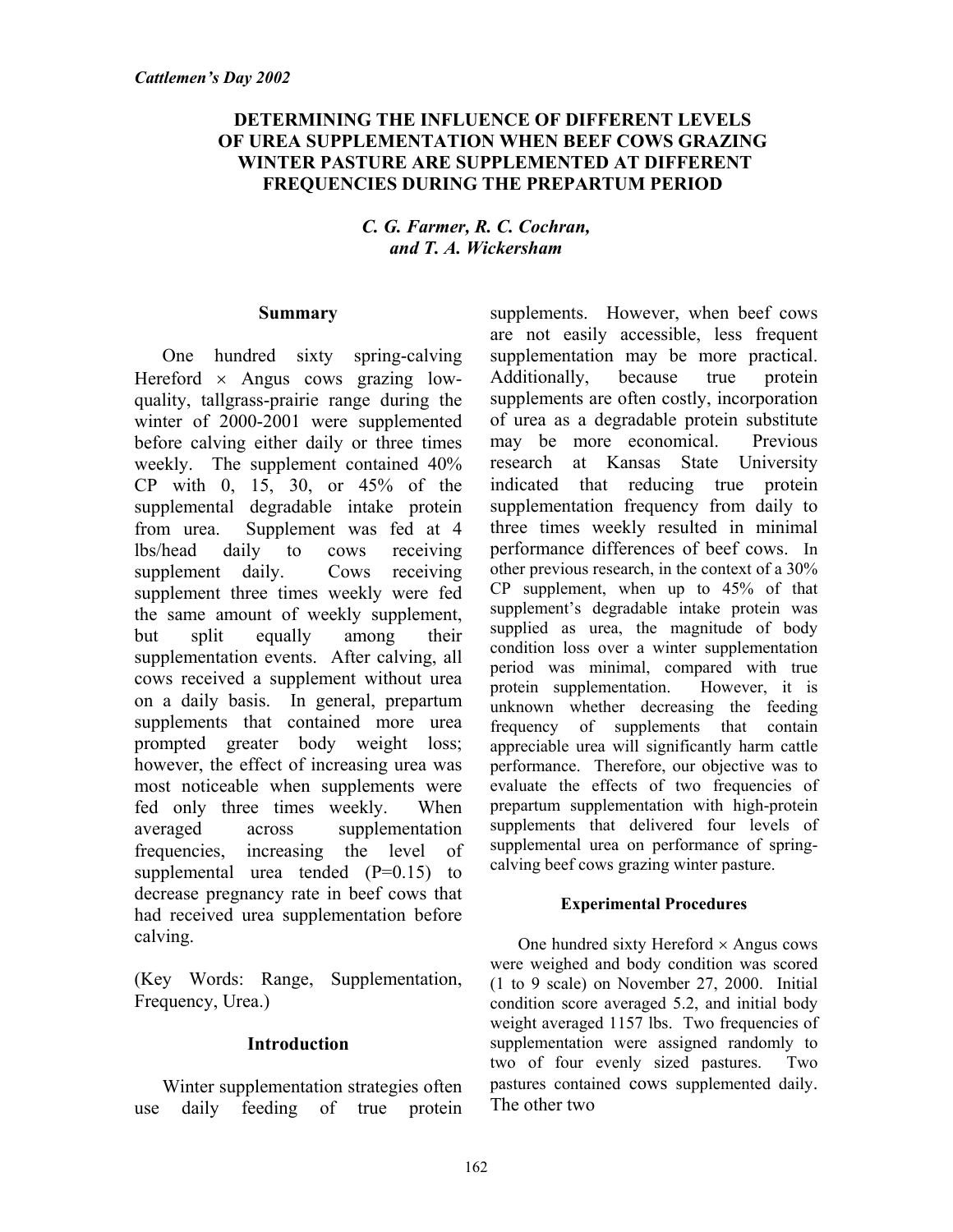# DETERMINING THE INFLUENCE OF DIFFERENT LEVELS OF UREA SUPPLEMENTATION WHEN BEEF COWS GRAZING WINTER PASTURE ARE SUPPLEMENTED AT DIFFERENT FREQUENCIES DURING THE PREPARTUM PERIOD

*C. G. Farmer, R. C. Cochran, and T. A. Wickersham*

## Summary

One hundred sixty spring-calving Hereford × Angus cows grazing low-quality, tallgrass-prairie range during the winter of 2000-2001 were supplemented before calving either daily or three times weekly. The supplement contained 40% CP with 0, 15, 30, or 45% of the supplemental degradable intake protein from urea. Supplement was fed at 4 lbs/head daily to cows receiving supplement daily. Cows receiving supplement three times weekly were fed the same amount of weekly supplement, but split equally among their supplementation events. After calving, all cows received a supplement without urea on a daily basis. In general, prepartum supplements that contained more urea prompted greater body weight loss; however, the effect of increasing urea was most noticeable when supplements were fed only three times weekly. When averaged across supplementation frequencies, increasing the level of supplemental urea tended (P=0.15) to decrease pregnancy rate in beef cows that had received urea supplementation before calving.

(Key Words: Range, Supplementation, Frequency, Urea.)

## Introduction

Winter supplementation strategies often use daily feeding of true protein supplements. However, when beef cows are not easily accessible, less frequent supplementation may be more practical. Additionally, because true protein supplements are often costly, incorporation of urea as a degradable protein substitute may be more economical. Previous research at Kansas State University indicated that reducing true protein supplementation frequency from daily to three times weekly resulted in minimal performance differences of beef cows. In other previous research, in the context of a 30% CP supplement, when up to 45% of that supplement's degradable intake protein was supplied as urea, the magnitude of body condition loss over a winter supplementation period was minimal, compared with true protein supplementation. However, it is unknown whether decreasing the feeding frequency of supplements that contain appreciable urea will significantly harm cattle performance. Therefore, our objective was to evaluate the effects of two frequencies of prepartum supplementation with high-protein supplements that delivered four levels of supplemental urea on performance of spring-calving beef cows grazing winter pasture.

## Experimental Procedures

One hundred sixty Hereford × Angus cows were weighed and body condition was scored (1 to 9 scale) on November 27, 2000. Initial condition score averaged 5.2, and initial body weight averaged 1157 lbs. Two frequencies of supplementation were assigned randomly to two of four evenly sized pastures. Two pastures contained cows supplemented daily. The other two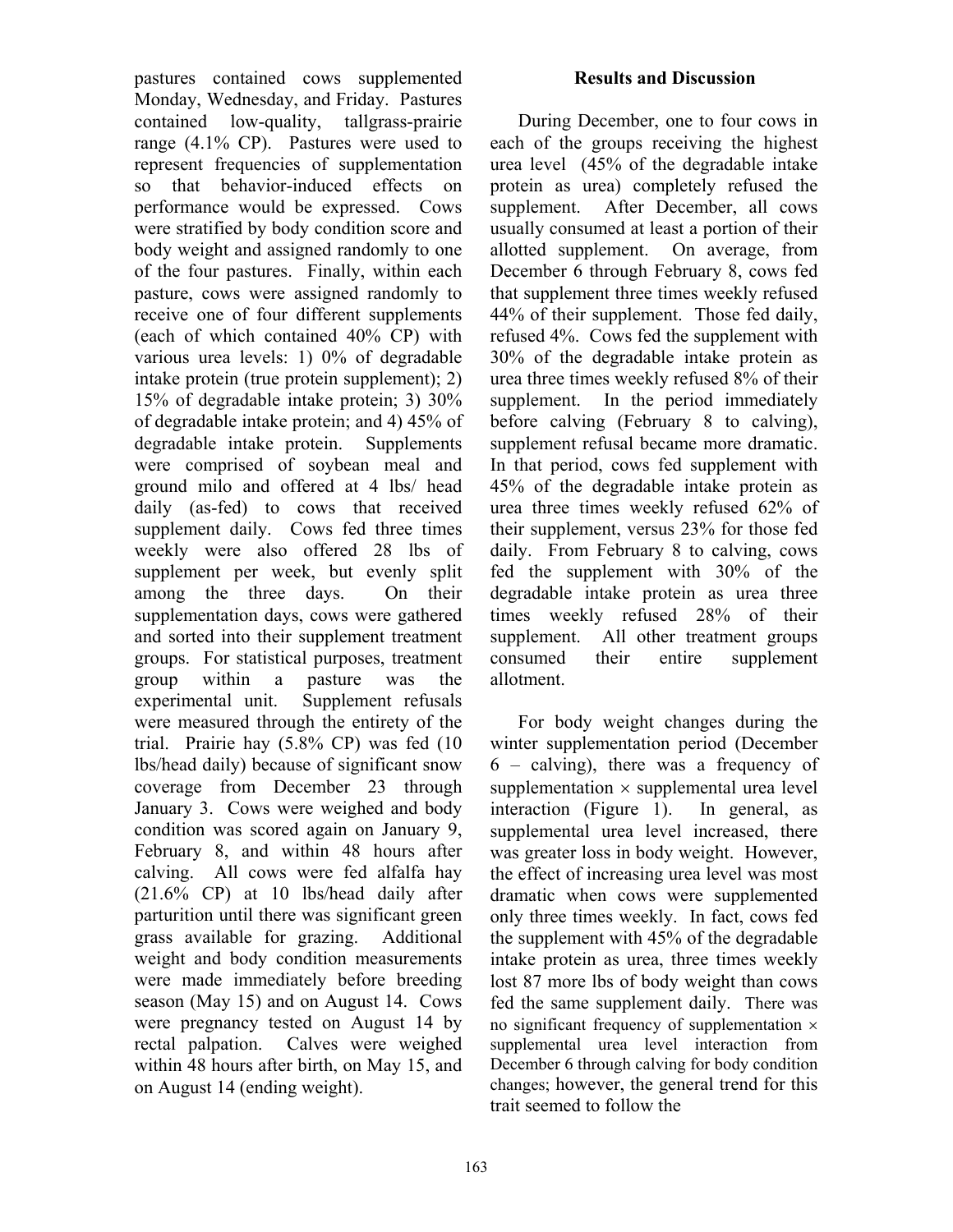pastures contained cows supplemented Monday, Wednesday, and Friday. Pastures contained low-quality, tallgrass-prairie range (4.1% CP). Pastures were used to represent frequencies of supplementation so that behavior-induced effects on performance would be expressed. Cows were stratified by body condition score and body weight and assigned randomly to one of the four pastures. Finally, within each pasture, cows were assigned randomly to receive one of four different supplements (each of which contained 40% CP) with various urea levels: 1) 0% of degradable intake protein (true protein supplement); 2) 15% of degradable intake protein; 3) 30% of degradable intake protein; and 4) 45% of degradable intake protein. Supplements were comprised of soybean meal and ground milo and offered at 4 lbs/ head daily (as-fed) to cows that received supplement daily. Cows fed three times weekly were also offered 28 lbs of supplement per week, but evenly split among the three days. On their supplementation days, cows were gathered and sorted into their supplement treatment groups. For statistical purposes, treatment group within a pasture was the experimental unit. Supplement refusals were measured through the entirety of the trial. Prairie hay (5.8% CP) was fed (10 lbs/head daily) because of significant snow coverage from December 23 through January 3. Cows were weighed and body condition was scored again on January 9, February 8, and within 48 hours after calving. All cows were fed alfalfa hay (21.6% CP) at 10 lbs/head daily after parturition until there was significant green grass available for grazing. Additional weight and body condition measurements were made immediately before breeding season (May 15) and on August 14. Cows were pregnancy tested on August 14 by rectal palpation. Calves were weighed within 48 hours after birth, on May 15, and on August 14 (ending weight).

## Results and Discussion

During December, one to four cows in each of the groups receiving the highest urea level (45% of the degradable intake protein as urea) completely refused the supplement. After December, all cows usually consumed at least a portion of their allotted supplement. On average, from December 6 through February 8, cows fed that supplement three times weekly refused 44% of their supplement. Those fed daily, refused 4%. Cows fed the supplement with 30% of the degradable intake protein as urea three times weekly refused 8% of their supplement. In the period immediately before calving (February 8 to calving), supplement refusal became more dramatic. In that period, cows fed supplement with 45% of the degradable intake protein as urea three times weekly refused 62% of their supplement, versus 23% for those fed daily. From February 8 to calving, cows fed the supplement with 30% of the degradable intake protein as urea three times weekly refused 28% of their supplement. All other treatment groups consumed their entire supplement allotment.

For body weight changes during the winter supplementation period (December 6 – calving), there was a frequency of supplementation × supplemental urea level interaction (Figure 1). In general, as supplemental urea level increased, there was greater loss in body weight. However, the effect of increasing urea level was most dramatic when cows were supplemented only three times weekly. In fact, cows fed the supplement with 45% of the degradable intake protein as urea, three times weekly lost 87 more lbs of body weight than cows fed the same supplement daily. There was no significant frequency of supplementation × supplemental urea level interaction from December 6 through calving for body condition changes; however, the general trend for this trait seemed to follow the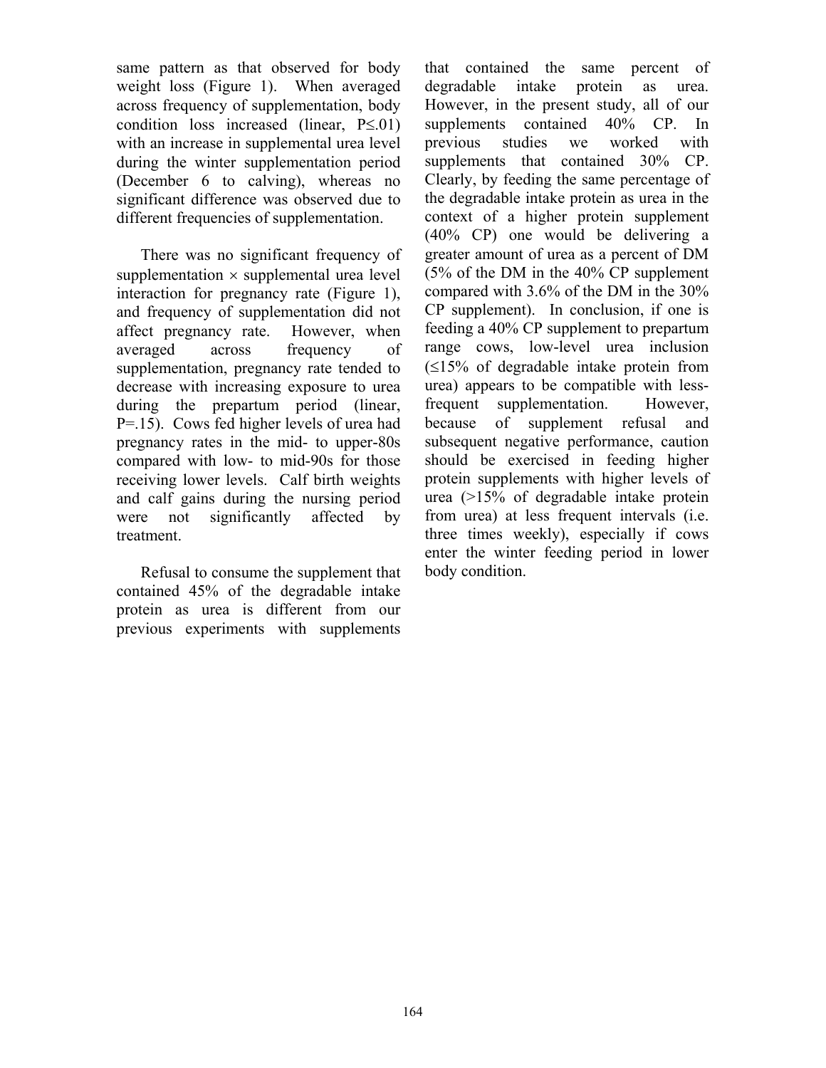same pattern as that observed for body weight loss (Figure 1). When averaged across frequency of supplementation, body condition loss increased (linear, $P \leq .01$) with an increase in supplemental urea level during the winter supplementation period (December 6 to calving), whereas no significant difference was observed due to different frequencies of supplementation.

There was no significant frequency of supplementation × supplemental urea level interaction for pregnancy rate (Figure 1), and frequency of supplementation did not affect pregnancy rate. However, when averaged across frequency of supplementation, pregnancy rate tended to decrease with increasing exposure to urea during the prepartum period (linear, $P = .15$). Cows fed higher levels of urea had pregnancy rates in the mid- to upper-80s compared with low- to mid-90s for those receiving lower levels. Calf birth weights and calf gains during the nursing period were not significantly affected by treatment.

Refusal to consume the supplement that contained 45% of the degradable intake protein as urea is different from our previous experiments with supplements that contained the same percent of degradable intake protein as urea. However, in the present study, all of our supplements contained 40% CP. In previous studies we worked with supplements that contained 30% CP. Clearly, by feeding the same percentage of the degradable intake protein as urea in the context of a higher protein supplement (40% CP) one would be delivering a greater amount of urea as a percent of DM (5% of the DM in the 40% CP supplement compared with 3.6% of the DM in the 30% CP supplement). In conclusion, if one is feeding a 40% CP supplement to prepartum range cows, low-level urea inclusion (≤15% of degradable intake protein from urea) appears to be compatible with less-frequent supplementation. However, because of supplement refusal and subsequent negative performance, caution should be exercised in feeding higher protein supplements with higher levels of urea (>15% of degradable intake protein from urea) at less frequent intervals (i.e. three times weekly), especially if cows enter the winter feeding period in lower body condition.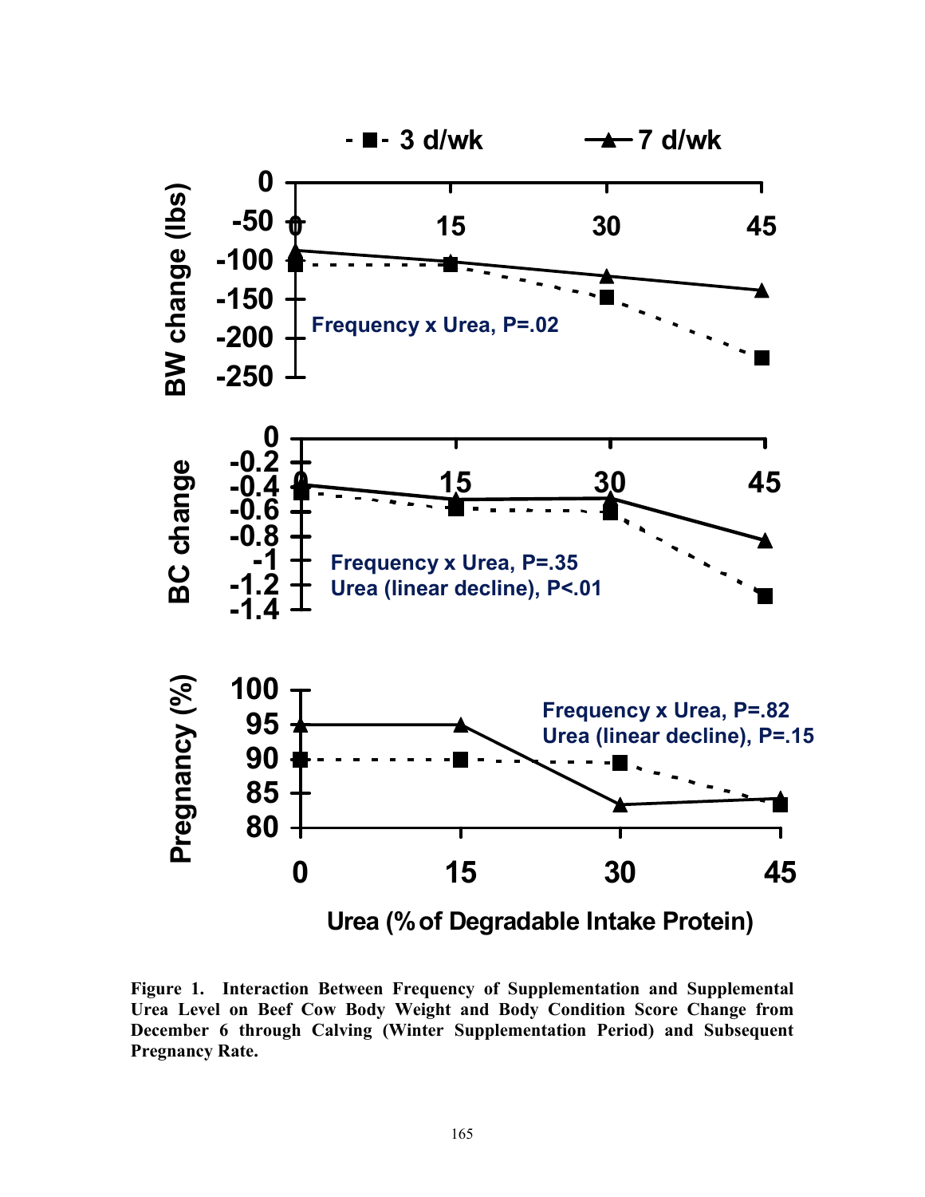- ■- 3 d/wk

—▲— 7 d/wk

BW change (lbs)

0
-50
-100
-150
-200
-250

0 15 30 45

Frequency x Urea, P=.02

BC change

0
-0.2
-0.4
-0.6
-0.8
-1
-1.2
-1.4

0 15 30 45

Frequency x Urea, P=.35

Urea (linear decline), P<.01

Pregnancy (%)

100
95
90
85
80

Frequency x Urea, P=.82

Urea (linear decline), P=.15

0 15 30 45

Urea (% of Degradable Intake Protein)

**Figure 1. Interaction Between Frequency of Supplementation and Supplemental Urea Level on Beef Cow Body Weight and Body Condition Score Change from December 6 through Calving (Winter Supplementation Period) and Subsequent Pregnancy Rate.**